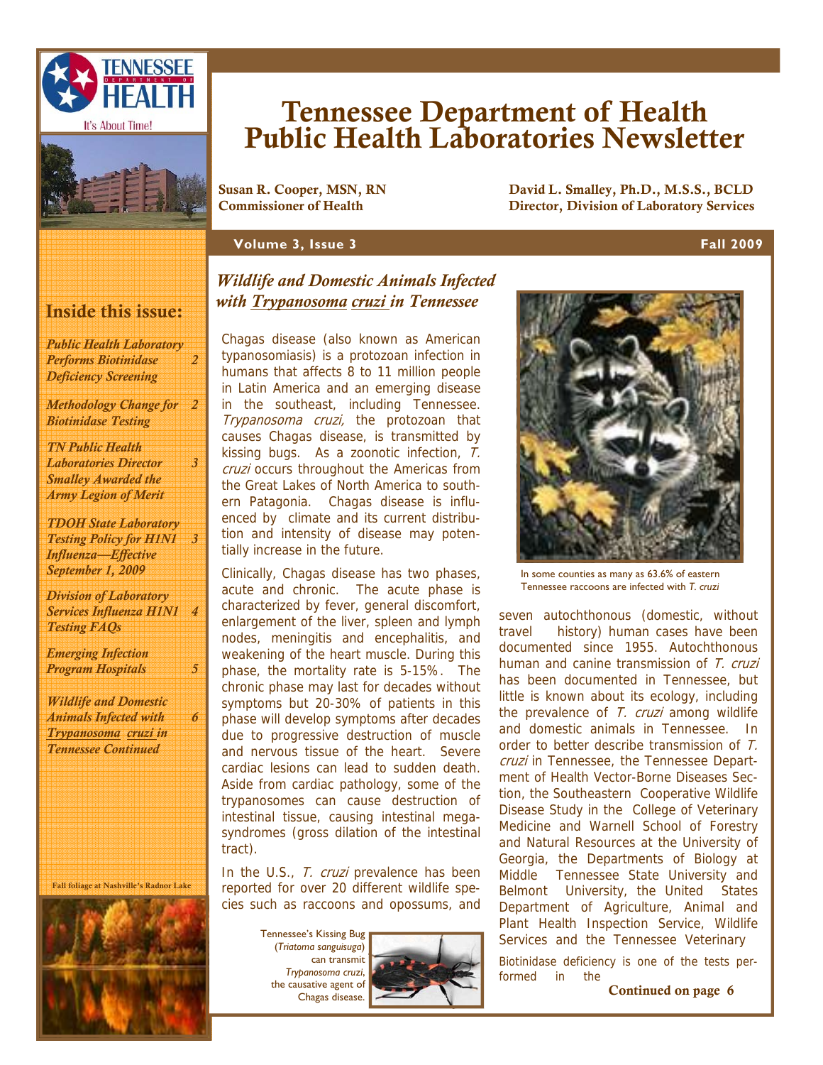# Tennessee Department of Health Public Health Laboratories Newsletter

**Susan R. Cooper, MSN, RN**
**Commissioner of Health**

**David L. Smalley, Ph.D., M.S.S., BCLD**
**Director, Division of Laboratory Services**

**Volume 3, Issue 3** — **Fall 2009**

## Inside this issue:

- *Public Health Laboratory Performs Biotinidase Deficiency Screening* — 2
- *Methodology Change for Biotinidase Testing* — 2
- *TN Public Health Laboratories Director Smalley Awarded the Army Legion of Merit* — 3
- *TDOH State Laboratory Testing Policy for H1N1 Influenza—Effective September 1, 2009* — 3
- *Division of Laboratory Services Influenza H1N1 Testing FAQs* — 4
- *Emerging Infection Program Hospitals* — 5
- *Wildlife and Domestic Animals Infected with Trypanosoma cruzi in Tennessee Continued* — 6

Fall foliage at Nashville's Radnor Lake

## *Wildlife and Domestic Animals Infected with Trypanosoma cruzi in Tennessee*

Chagas disease (also known as American typanosomiasis) is a protozoan infection in humans that affects 8 to 11 million people in Latin America and an emerging disease in the southeast, including Tennessee. *Trypanosoma cruzi,* the protozoan that causes Chagas disease, is transmitted by kissing bugs. As a zoonotic infection, *T. cruzi* occurs throughout the Americas from the Great Lakes of North America to southern Patagonia. Chagas disease is influenced by climate and its current distribution and intensity of disease may potentially increase in the future.

Clinically, Chagas disease has two phases, acute and chronic. The acute phase is characterized by fever, general discomfort, enlargement of the liver, spleen and lymph nodes, meningitis and encephalitis, and weakening of the heart muscle. During this phase, the mortality rate is 5-15%. The chronic phase may last for decades without symptoms but 20-30% of patients in this phase will develop symptoms after decades due to progressive destruction of muscle and nervous tissue of the heart. Severe cardiac lesions can lead to sudden death. Aside from cardiac pathology, some of the trypanosomes can cause destruction of intestinal tissue, causing intestinal megasyndromes (gross dilation of the intestinal tract).

In the U.S., *T. cruzi* prevalence has been reported for over 20 different wildlife species such as raccoons and opossums, and seven autochthonous (domestic, without travel history) human cases have been documented since 1955. Autochthonous human and canine transmission of *T. cruzi* has been documented in Tennessee, but little is known about its ecology, including the prevalence of *T. cruzi* among wildlife and domestic animals in Tennessee. In order to better describe transmission of *T. cruzi* in Tennessee, the Tennessee Department of Health Vector-Borne Diseases Section, the Southeastern Cooperative Wildlife Disease Study in the College of Veterinary Medicine and Warnell School of Forestry and Natural Resources at the University of Georgia, the Departments of Biology at Middle Tennessee State University and Belmont University, the United States Department of Agriculture, Animal and Plant Health Inspection Service, Wildlife Services and the Tennessee Veterinary

**Continued on page 6**

Tennessee's Kissing Bug (*Triatoma sanguisuga*) can transmit *Trypanosoma cruzi*, the causative agent of Chagas disease.

In some counties as many as 63.6% of eastern Tennessee raccoons are infected with *T. cruzi*

Biotinidase deficiency is one of the tests performed in the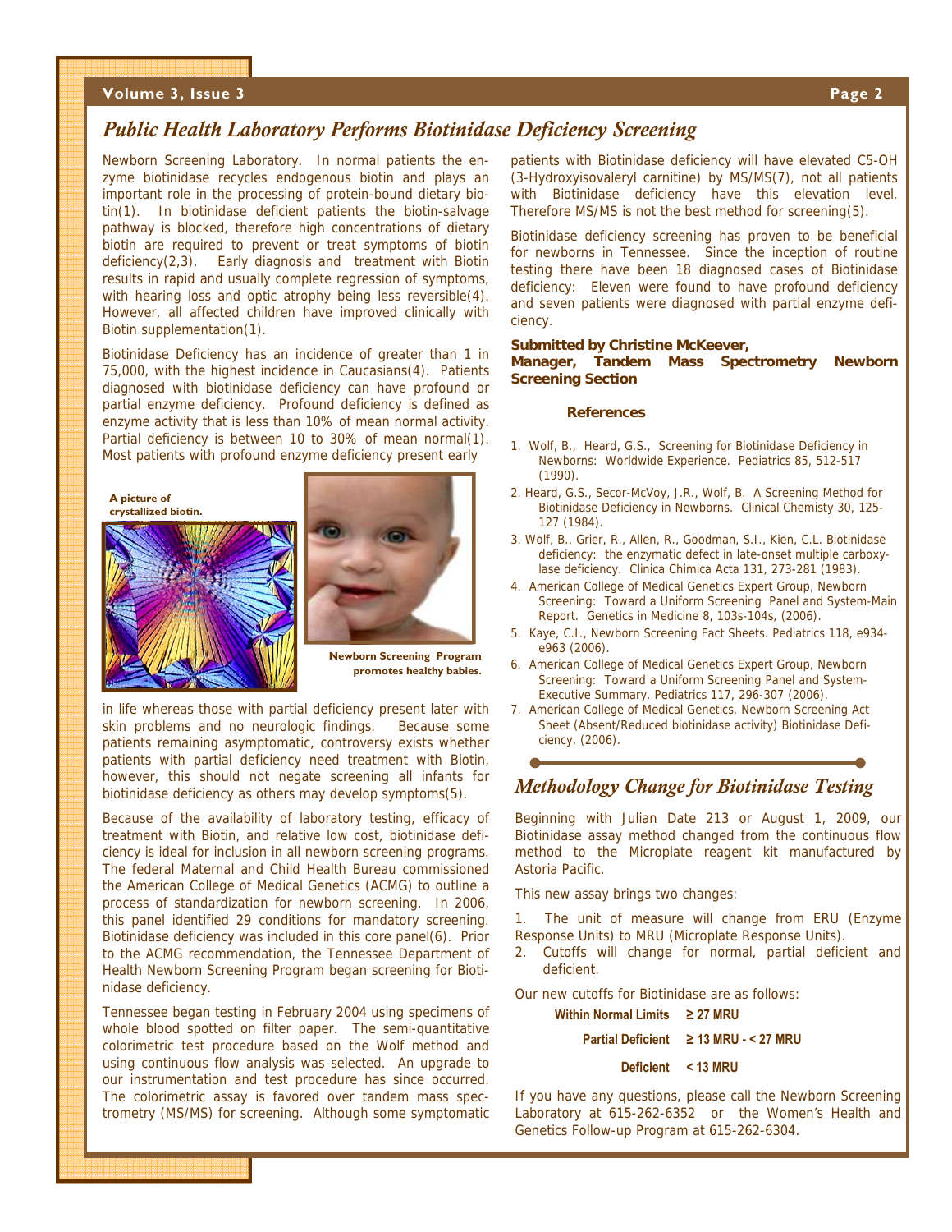## Public Health Laboratory Performs Biotinidase Deficiency Screening

Newborn Screening Laboratory. In normal patients the enzyme biotinidase recycles endogenous biotin and plays an important role in the processing of protein-bound dietary biotin(1). In biotinidase deficient patients the biotin-salvage pathway is blocked, therefore high concentrations of dietary biotin are required to prevent or treat symptoms of biotin deficiency(2,3). Early diagnosis and treatment with Biotin results in rapid and usually complete regression of symptoms, with hearing loss and optic atrophy being less reversible(4). However, all affected children have improved clinically with Biotin supplementation(1).

Biotinidase Deficiency has an incidence of greater than 1 in 75,000, with the highest incidence in Caucasians(4). Patients diagnosed with biotinidase deficiency can have profound or partial enzyme deficiency. Profound deficiency is defined as enzyme activity that is less than 10% of mean normal activity. Partial deficiency is between 10 to 30% of mean normal(1). Most patients with profound enzyme deficiency present early in life whereas those with partial deficiency present later with skin problems and no neurologic findings. Because some patients remaining asymptomatic, controversy exists whether patients with partial deficiency need treatment with Biotin, however, this should not negate screening all infants for biotinidase deficiency as others may develop symptoms(5).

A picture of crystallized biotin.

Newborn Screening Program promotes healthy babies.

Because of the availability of laboratory testing, efficacy of treatment with Biotin, and relative low cost, biotinidase deficiency is ideal for inclusion in all newborn screening programs. The federal Maternal and Child Health Bureau commissioned the American College of Medical Genetics (ACMG) to outline a process of standardization for newborn screening. In 2006, this panel identified 29 conditions for mandatory screening. Biotinidase deficiency was included in this core panel(6). Prior to the ACMG recommendation, the Tennessee Department of Health Newborn Screening Program began screening for Biotinidase deficiency.

Tennessee began testing in February 2004 using specimens of whole blood spotted on filter paper. The semi-quantitative colorimetric test procedure based on the Wolf method and using continuous flow analysis was selected. An upgrade to our instrumentation and test procedure has since occurred. The colorimetric assay is favored over tandem mass spectrometry (MS/MS) for screening. Although some symptomatic patients with Biotinidase deficiency will have elevated C5-OH (3-Hydroxyisovaleryl carnitine) by MS/MS(7), not all patients with Biotinidase deficiency have this elevation level. Therefore MS/MS is not the best method for screening(5).

Biotinidase deficiency screening has proven to be beneficial for newborns in Tennessee. Since the inception of routine testing there have been 18 diagnosed cases of Biotinidase deficiency: Eleven were found to have profound deficiency and seven patients were diagnosed with partial enzyme deficiency.

**Submitted by Christine McKeever,**
**Manager, Tandem Mass Spectrometry Newborn Screening Section**

### References

1. Wolf, B., Heard, G.S., Screening for Biotinidase Deficiency in Newborns: Worldwide Experience. Pediatrics 85, 512-517 (1990).
2. Heard, G.S., Secor-McVoy, J.R., Wolf, B. A Screening Method for Biotinidase Deficiency in Newborns. Clinical Chemisty 30, 125-127 (1984).
3. Wolf, B., Grier, R., Allen, R., Goodman, S.I., Kien, C.L. Biotinidase deficiency: the enzymatic defect in late-onset multiple carboxylase deficiency. Clinica Chimica Acta 131, 273-281 (1983).
4. American College of Medical Genetics Expert Group, Newborn Screening: Toward a Uniform Screening Panel and System-Main Report. Genetics in Medicine 8, 103s-104s, (2006).
5. Kaye, C.I., Newborn Screening Fact Sheets. Pediatrics 118, e934-e963 (2006).
6. American College of Medical Genetics Expert Group, Newborn Screening: Toward a Uniform Screening Panel and System-Executive Summary. Pediatrics 117, 296-307 (2006).
7. American College of Medical Genetics, Newborn Screening Act Sheet (Absent/Reduced biotinidase activity) Biotinidase Deficiency, (2006).

## Methodology Change for Biotinidase Testing

Beginning with Julian Date 213 or August 1, 2009, our Biotinidase assay method changed from the continuous flow method to the Microplate reagent kit manufactured by Astoria Pacific.

This new assay brings two changes:

1. The unit of measure will change from ERU (Enzyme Response Units) to MRU (Microplate Response Units).
2. Cutoffs will change for normal, partial deficient and deficient.

Our new cutoffs for Biotinidase are as follows:

| | |
|---|---|
| **Within Normal Limits** | **≥ 27 MRU** |
| **Partial Deficient** | **≥ 13 MRU - < 27 MRU** |
| **Deficient** | **< 13 MRU** |

If you have any questions, please call the Newborn Screening Laboratory at 615-262-6352 or the Women's Health and Genetics Follow-up Program at 615-262-6304.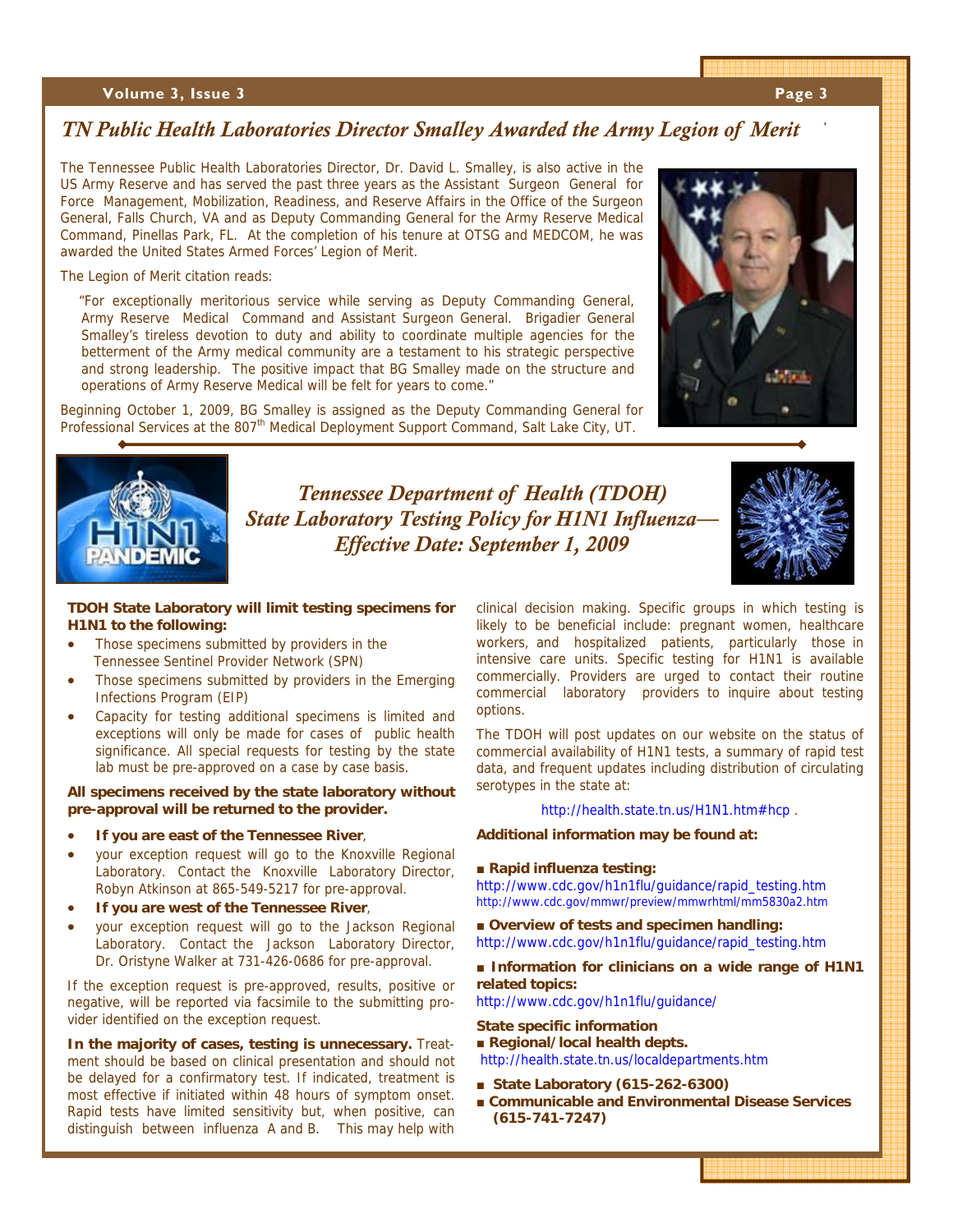## *TN Public Health Laboratories Director Smalley Awarded the Army Legion of Merit*

The Tennessee Public Health Laboratories Director, Dr. David L. Smalley, is also active in the US Army Reserve and has served the past three years as the Assistant Surgeon General for Force Management, Mobilization, Readiness, and Reserve Affairs in the Office of the Surgeon General, Falls Church, VA and as Deputy Commanding General for the Army Reserve Medical Command, Pinellas Park, FL. At the completion of his tenure at OTSG and MEDCOM, he was awarded the United States Armed Forces' Legion of Merit.

The Legion of Merit citation reads:

> "For exceptionally meritorious service while serving as Deputy Commanding General, Army Reserve Medical Command and Assistant Surgeon General. Brigadier General Smalley's tireless devotion to duty and ability to coordinate multiple agencies for the betterment of the Army medical community are a testament to his strategic perspective and strong leadership. The positive impact that BG Smalley made on the structure and operations of Army Reserve Medical will be felt for years to come."

Beginning October 1, 2009, BG Smalley is assigned as the Deputy Commanding General for Professional Services at the 807th Medical Deployment Support Command, Salt Lake City, UT.

## *Tennessee Department of Health (TDOH) State Laboratory Testing Policy for H1N1 Influenza— Effective Date: September 1, 2009*

**TDOH State Laboratory will limit testing specimens for H1N1 to the following:**

- Those specimens submitted by providers in the Tennessee Sentinel Provider Network (SPN)
- Those specimens submitted by providers in the Emerging Infections Program (EIP)
- Capacity for testing additional specimens is limited and exceptions will only be made for cases of public health significance. All special requests for testing by the state lab must be pre-approved on a case by case basis.

**All specimens received by the state laboratory without pre-approval will be returned to the provider.**

- **If you are east of the Tennessee River**,
- your exception request will go to the Knoxville Regional Laboratory. Contact the Knoxville Laboratory Director, Robyn Atkinson at 865-549-5217 for pre-approval.
- **If you are west of the Tennessee River**,
- your exception request will go to the Jackson Regional Laboratory. Contact the Jackson Laboratory Director, Dr. Oristyne Walker at 731-426-0686 for pre-approval.

If the exception request is pre-approved, results, positive or negative, will be reported via facsimile to the submitting provider identified on the exception request.

**In the majority of cases, testing is unnecessary.** Treatment should be based on clinical presentation and should not be delayed for a confirmatory test. If indicated, treatment is most effective if initiated within 48 hours of symptom onset. Rapid tests have limited sensitivity but, when positive, can distinguish between influenza A and B. This may help with clinical decision making. Specific groups in which testing is likely to be beneficial include: pregnant women, healthcare workers, and hospitalized patients, particularly those in intensive care units. Specific testing for H1N1 is available commercially. Providers are urged to contact their routine commercial laboratory providers to inquire about testing options.

The TDOH will post updates on our website on the status of commercial availability of H1N1 tests, a summary of rapid test data, and frequent updates including distribution of circulating serotypes in the state at:

http://health.state.tn.us/H1N1.htm#hcp .

**Additional information may be found at:**

■ **Rapid influenza testing:**
http://www.cdc.gov/h1n1flu/guidance/rapid_testing.htm
http://www.cdc.gov/mmwr/preview/mmwrhtml/mm5830a2.htm

■ **Overview of tests and specimen handling:**
http://www.cdc.gov/h1n1flu/guidance/rapid_testing.htm

■ **Information for clinicians on a wide range of H1N1 related topics:**
http://www.cdc.gov/h1n1flu/guidance/

**State specific information**

■ **Regional/local health depts.**
http://health.state.tn.us/localdepartments.htm

■ **State Laboratory (615-262-6300)**

■ **Communicable and Environmental Disease Services (615-741-7247)**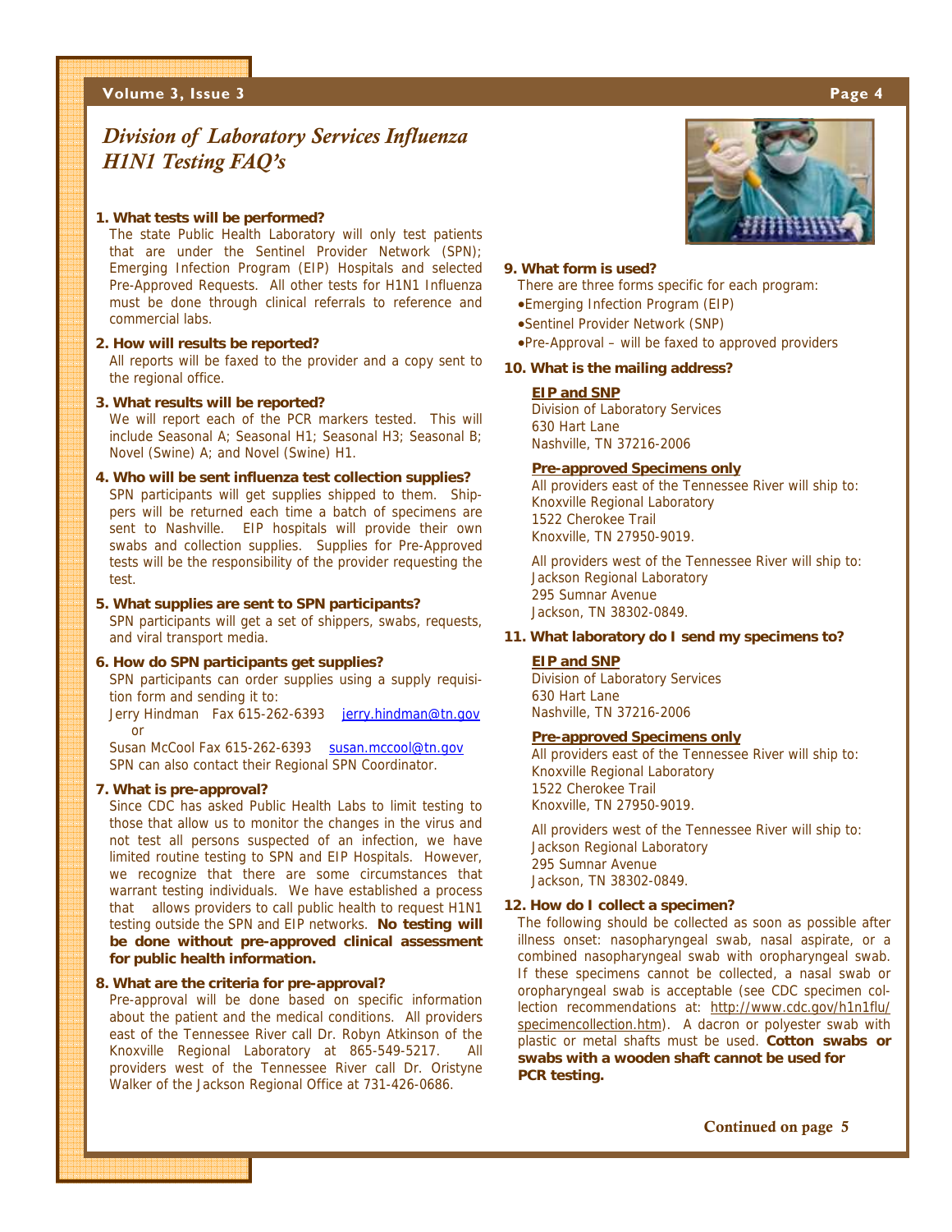## Division of Laboratory Services Influenza H1N1 Testing FAQ's

**1. What tests will be performed?**

The state Public Health Laboratory will only test patients that are under the Sentinel Provider Network (SPN); Emerging Infection Program (EIP) Hospitals and selected Pre-Approved Requests. All other tests for H1N1 Influenza must be done through clinical referrals to reference and commercial labs.

**2. How will results be reported?**

All reports will be faxed to the provider and a copy sent to the regional office.

**3. What results will be reported?**

We will report each of the PCR markers tested. This will include Seasonal A; Seasonal H1; Seasonal H3; Seasonal B; Novel (Swine) A; and Novel (Swine) H1.

**4. Who will be sent influenza test collection supplies?**

SPN participants will get supplies shipped to them. Shippers will be returned each time a batch of specimens are sent to Nashville. EIP hospitals will provide their own swabs and collection supplies. Supplies for Pre-Approved tests will be the responsibility of the provider requesting the test.

**5. What supplies are sent to SPN participants?**

SPN participants will get a set of shippers, swabs, requests, and viral transport media.

**6. How do SPN participants get supplies?**

SPN participants can order supplies using a supply requisition form and sending it to:

Jerry Hindman Fax 615-262-6393 jerry.hindman@tn.gov
or

Susan McCool Fax 615-262-6393 susan.mccool@tn.gov

SPN can also contact their Regional SPN Coordinator.

**7. What is pre-approval?**

Since CDC has asked Public Health Labs to limit testing to those that allow us to monitor the changes in the virus and not test all persons suspected of an infection, we have limited routine testing to SPN and EIP Hospitals. However, we recognize that there are some circumstances that warrant testing individuals. We have established a process that allows providers to call public health to request H1N1 testing outside the SPN and EIP networks. **No testing will be done without pre-approved clinical assessment for public health information.**

**8. What are the criteria for pre-approval?**

Pre-approval will be done based on specific information about the patient and the medical conditions. All providers east of the Tennessee River call Dr. Robyn Atkinson of the Knoxville Regional Laboratory at 865-549-5217. All providers west of the Tennessee River call Dr. Oristyne Walker of the Jackson Regional Office at 731-426-0686.

**9. What form is used?**

There are three forms specific for each program:

- Emerging Infection Program (EIP)
- Sentinel Provider Network (SNP)
- Pre-Approval – will be faxed to approved providers

**10. What is the mailing address?**

**EIP and SNP**

Division of Laboratory Services
630 Hart Lane
Nashville, TN 37216-2006

**Pre-approved Specimens only**

All providers east of the Tennessee River will ship to:
Knoxville Regional Laboratory
1522 Cherokee Trail
Knoxville, TN 27950-9019.

All providers west of the Tennessee River will ship to:
Jackson Regional Laboratory
295 Sumnar Avenue
Jackson, TN 38302-0849.

**11. What laboratory do I send my specimens to?**

**EIP and SNP**

Division of Laboratory Services
630 Hart Lane
Nashville, TN 37216-2006

**Pre-approved Specimens only**

All providers east of the Tennessee River will ship to:
Knoxville Regional Laboratory
1522 Cherokee Trail
Knoxville, TN 27950-9019.

All providers west of the Tennessee River will ship to:
Jackson Regional Laboratory
295 Sumnar Avenue
Jackson, TN 38302-0849.

**12. How do I collect a specimen?**

The following should be collected as soon as possible after illness onset: nasopharyngeal swab, nasal aspirate, or a combined nasopharyngeal swab with oropharyngeal swab. If these specimens cannot be collected, a nasal swab or oropharyngeal swab is acceptable (see CDC specimen collection recommendations at: http://www.cdc.gov/h1n1flu/specimencollection.htm). A dacron or polyester swab with plastic or metal shafts must be used. **Cotton swabs or swabs with a wooden shaft cannot be used for PCR testing.**

**Continued on page 5**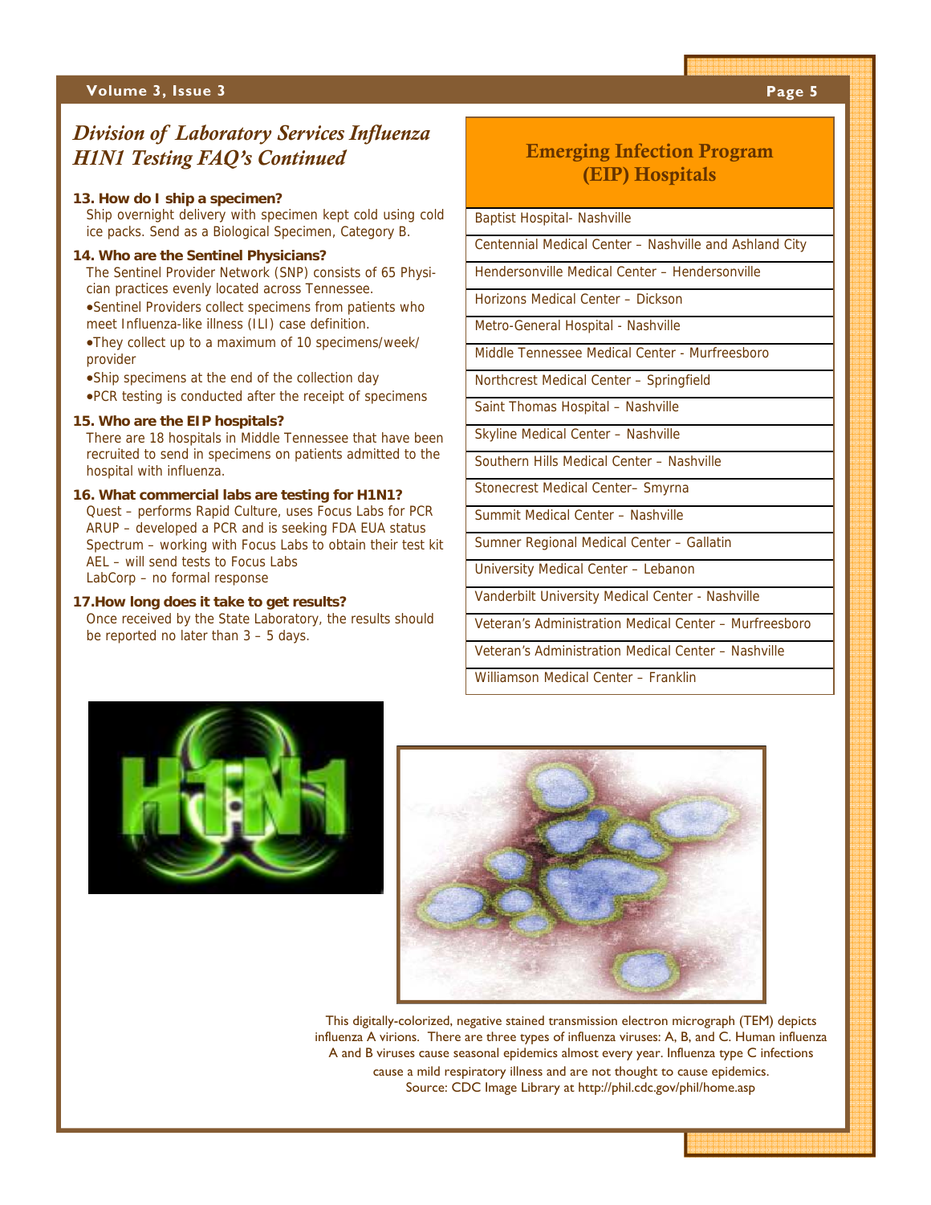## *Division of Laboratory Services Influenza H1N1 Testing FAQ's Continued*

**13. How do I ship a specimen?**

Ship overnight delivery with specimen kept cold using cold ice packs. Send as a Biological Specimen, Category B.

**14. Who are the Sentinel Physicians?**

The Sentinel Provider Network (SNP) consists of 65 Physician practices evenly located across Tennessee.

- Sentinel Providers collect specimens from patients who meet Influenza-like illness (ILI) case definition.
- They collect up to a maximum of 10 specimens/week/provider
- Ship specimens at the end of the collection day
- PCR testing is conducted after the receipt of specimens

**15. Who are the EIP hospitals?**

There are 18 hospitals in Middle Tennessee that have been recruited to send in specimens on patients admitted to the hospital with influenza.

**16. What commercial labs are testing for H1N1?**

Quest – performs Rapid Culture, uses Focus Labs for PCR
ARUP – developed a PCR and is seeking FDA EUA status
Spectrum – working with Focus Labs to obtain their test kit
AEL – will send tests to Focus Labs
LabCorp – no formal response

**17.How long does it take to get results?**

Once received by the State Laboratory, the results should be reported no later than 3 – 5 days.

| Emerging Infection Program (EIP) Hospitals |
|---|
| Baptist Hospital- Nashville |
| Centennial Medical Center – Nashville and Ashland City |
| Hendersonville Medical Center – Hendersonville |
| Horizons Medical Center – Dickson |
| Metro-General Hospital - Nashville |
| Middle Tennessee Medical Center - Murfreesboro |
| Northcrest Medical Center – Springfield |
| Saint Thomas Hospital – Nashville |
| Skyline Medical Center – Nashville |
| Southern Hills Medical Center – Nashville |
| Stonecrest Medical Center– Smyrna |
| Summit Medical Center – Nashville |
| Sumner Regional Medical Center – Gallatin |
| University Medical Center – Lebanon |
| Vanderbilt University Medical Center - Nashville |
| Veteran's Administration Medical Center – Murfreesboro |
| Veteran's Administration Medical Center – Nashville |
| Williamson Medical Center – Franklin |

This digitally-colorized, negative stained transmission electron micrograph (TEM) depicts influenza A virions. There are three types of influenza viruses: A, B, and C. Human influenza A and B viruses cause seasonal epidemics almost every year. Influenza type C infections cause a mild respiratory illness and are not thought to cause epidemics. Source: CDC Image Library at http://phil.cdc.gov/phil/home.asp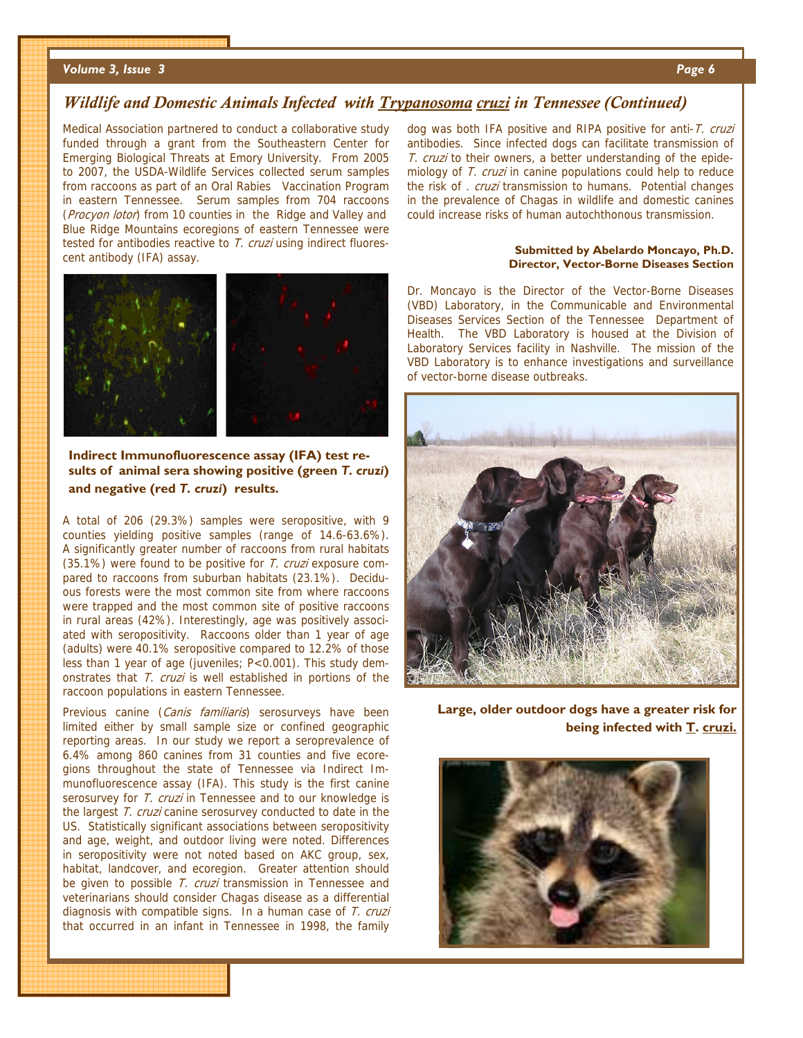## *Wildlife and Domestic Animals Infected with Trypanosoma cruzi in Tennessee (Continued)*

Medical Association partnered to conduct a collaborative study funded through a grant from the Southeastern Center for Emerging Biological Threats at Emory University. From 2005 to 2007, the USDA-Wildlife Services collected serum samples from raccoons as part of an Oral Rabies Vaccination Program in eastern Tennessee. Serum samples from 704 raccoons (*Procyon lotor*) from 10 counties in the Ridge and Valley and Blue Ridge Mountains ecoregions of eastern Tennessee were tested for antibodies reactive to *T. cruzi* using indirect fluorescent antibody (IFA) assay.

**Indirect Immunofluorescence assay (IFA) test results of animal sera showing positive (green *T. cruzi*) and negative (red *T. cruzi*) results.**

A total of 206 (29.3%) samples were seropositive, with 9 counties yielding positive samples (range of 14.6-63.6%). A significantly greater number of raccoons from rural habitats (35.1%) were found to be positive for *T. cruzi* exposure compared to raccoons from suburban habitats (23.1%). Deciduous forests were the most common site from where raccoons were trapped and the most common site of positive raccoons in rural areas (42%). Interestingly, age was positively associated with seropositivity. Raccoons older than 1 year of age (adults) were 40.1% seropositive compared to 12.2% of those less than 1 year of age (juveniles; P<0.001). This study demonstrates that *T. cruzi* is well established in portions of the raccoon populations in eastern Tennessee.

Previous canine (*Canis familiaris*) serosurveys have been limited either by small sample size or confined geographic reporting areas. In our study we report a seroprevalence of 6.4% among 860 canines from 31 counties and five ecoregions throughout the state of Tennessee via Indirect Immunofluorescence assay (IFA). This study is the first canine serosurvey for *T. cruzi* in Tennessee and to our knowledge is the largest *T. cruzi* canine serosurvey conducted to date in the US. Statistically significant associations between seropositivity and age, weight, and outdoor living were noted. Differences in seropositivity were not noted based on AKC group, sex, habitat, landcover, and ecoregion. Greater attention should be given to possible *T. cruzi* transmission in Tennessee and veterinarians should consider Chagas disease as a differential diagnosis with compatible signs. In a human case of *T. cruzi* that occurred in an infant in Tennessee in 1998, the family dog was both IFA positive and RIPA positive for anti-*T. cruzi* antibodies. Since infected dogs can facilitate transmission of *T. cruzi* to their owners, a better understanding of the epidemiology of *T. cruzi* in canine populations could help to reduce the risk of . *cruzi* transmission to humans. Potential changes in the prevalence of Chagas in wildlife and domestic canines could increase risks of human autochthonous transmission.

**Submitted by Abelardo Moncayo, Ph.D.**
**Director, Vector-Borne Diseases Section**

Dr. Moncayo is the Director of the Vector-Borne Diseases (VBD) Laboratory, in the Communicable and Environmental Diseases Services Section of the Tennessee Department of Health. The VBD Laboratory is housed at the Division of Laboratory Services facility in Nashville. The mission of the VBD Laboratory is to enhance investigations and surveillance of vector-borne disease outbreaks.

**Large, older outdoor dogs have a greater risk for being infected with T. cruzi.**